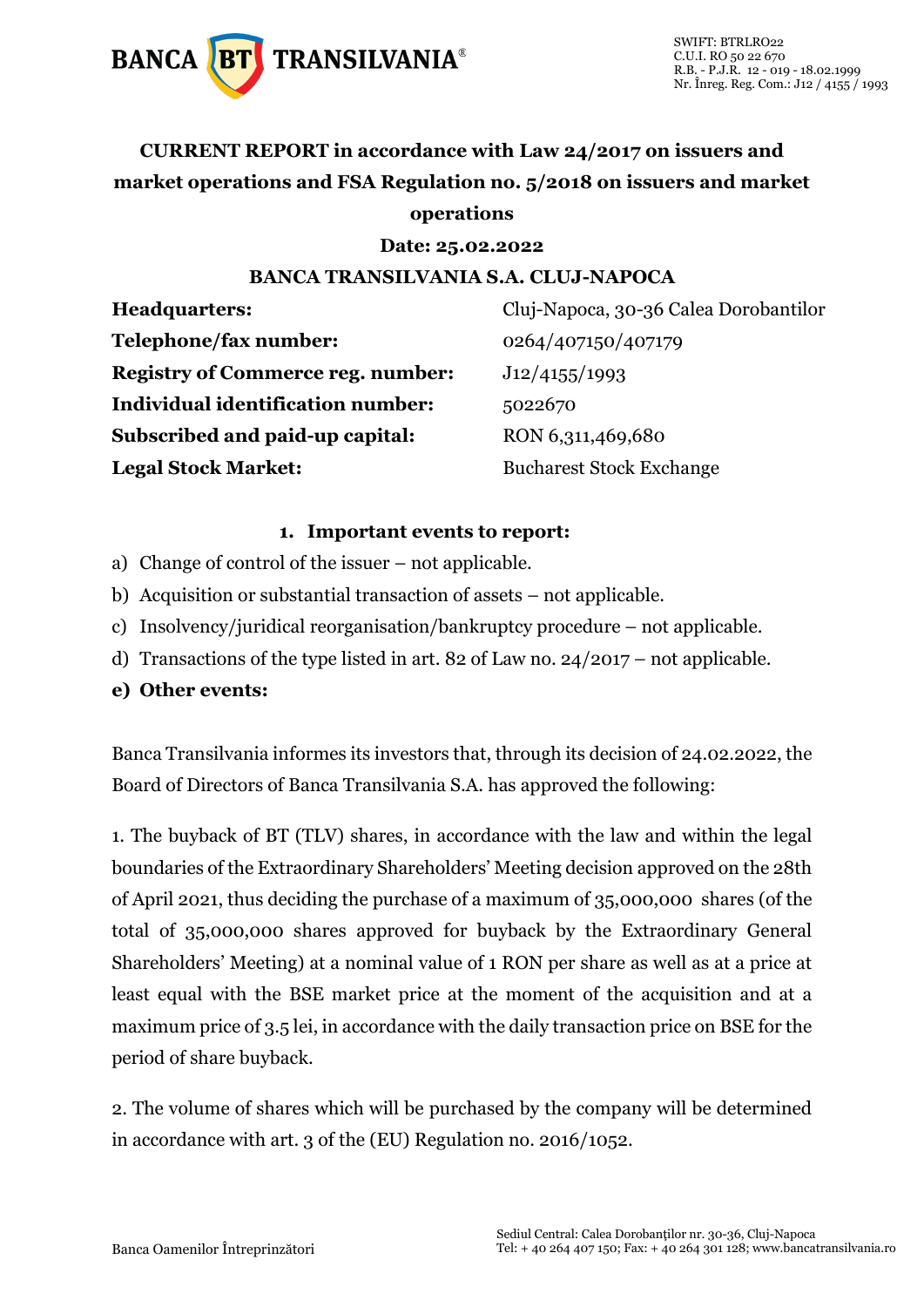# CURRENT REPORT in accordance with Law 24/2017 on issuers and market operations and FSA Regulation no. 5/2018 on issuers and market operations

**Date: 25.02.2022**

**BANCA TRANSILVANIA S.A. CLUJ-NAPOCA**

| | |
|---|---|
| **Headquarters:** | Cluj-Napoca, 30-36 Calea Dorobantilor |
| **Telephone/fax number:** | 0264/407150/407179 |
| **Registry of Commerce reg. number:** | J12/4155/1993 |
| **Individual identification number:** | 5022670 |
| **Subscribed and paid-up capital:** | RON 6,311,469,680 |
| **Legal Stock Market:** | Bucharest Stock Exchange |

## 1. Important events to report:

a) Change of control of the issuer – not applicable.

b) Acquisition or substantial transaction of assets – not applicable.

c) Insolvency/juridical reorganisation/bankruptcy procedure – not applicable.

d) Transactions of the type listed in art. 82 of Law no. 24/2017 – not applicable.

**e) Other events:**

Banca Transilvania informes its investors that, through its decision of 24.02.2022, the Board of Directors of Banca Transilvania S.A. has approved the following:

1. The buyback of BT (TLV) shares, in accordance with the law and within the legal boundaries of the Extraordinary Shareholders' Meeting decision approved on the 28th of April 2021, thus deciding the purchase of a maximum of 35,000,000 shares (of the total of 35,000,000 shares approved for buyback by the Extraordinary General Shareholders' Meeting) at a nominal value of 1 RON per share as well as at a price at least equal with the BSE market price at the moment of the acquisition and at a maximum price of 3.5 lei, in accordance with the daily transaction price on BSE for the period of share buyback.

2. The volume of shares which will be purchased by the company will be determined in accordance with art. 3 of the (EU) Regulation no. 2016/1052.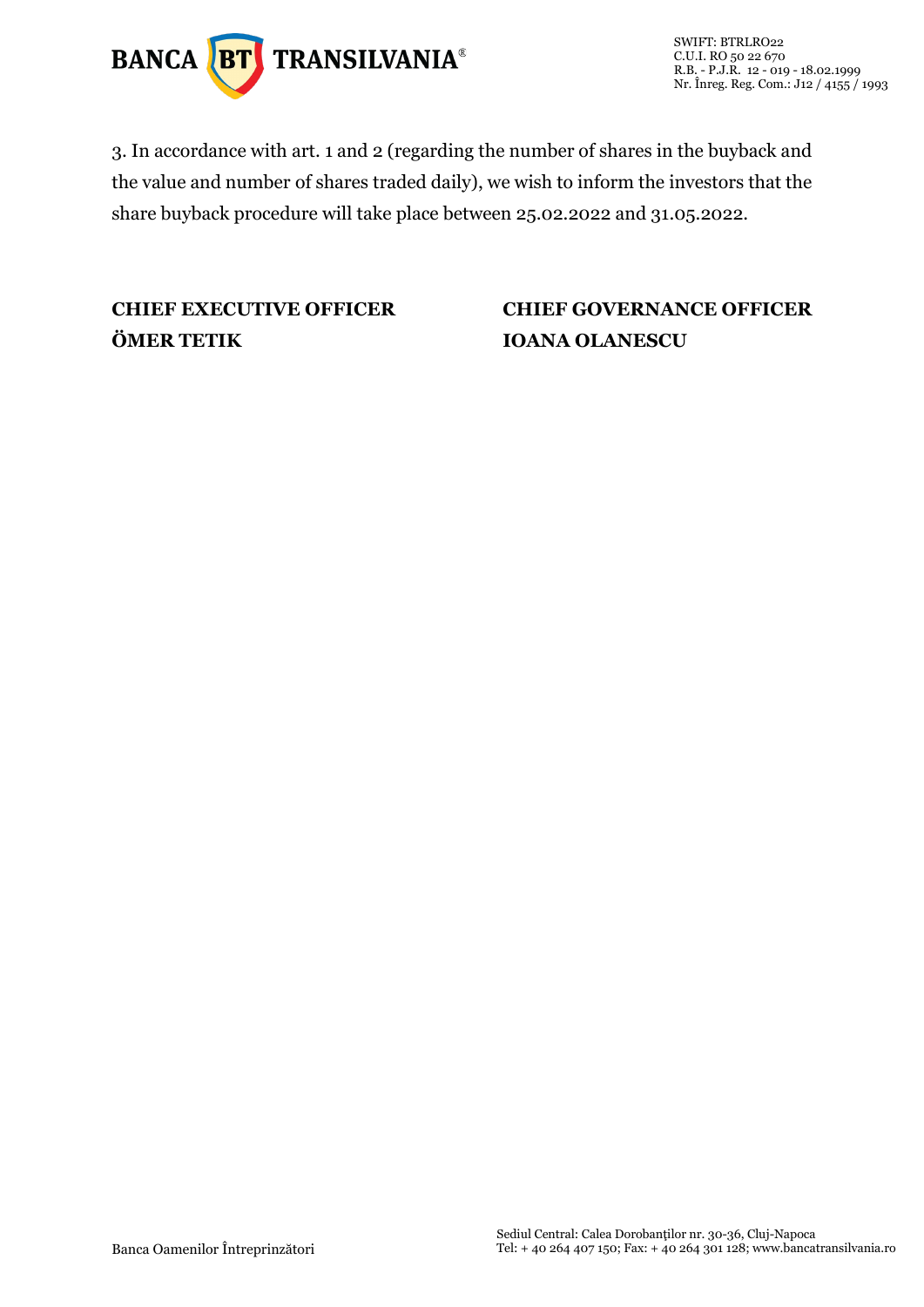3. In accordance with art. 1 and 2 (regarding the number of shares in the buyback and the value and number of shares traded daily), we wish to inform the investors that the share buyback procedure will take place between 25.02.2022 and 31.05.2022.

**CHIEF EXECUTIVE OFFICER**
**ÖMER TETIK**

**CHIEF GOVERNANCE OFFICER**
**IOANA OLANESCU**